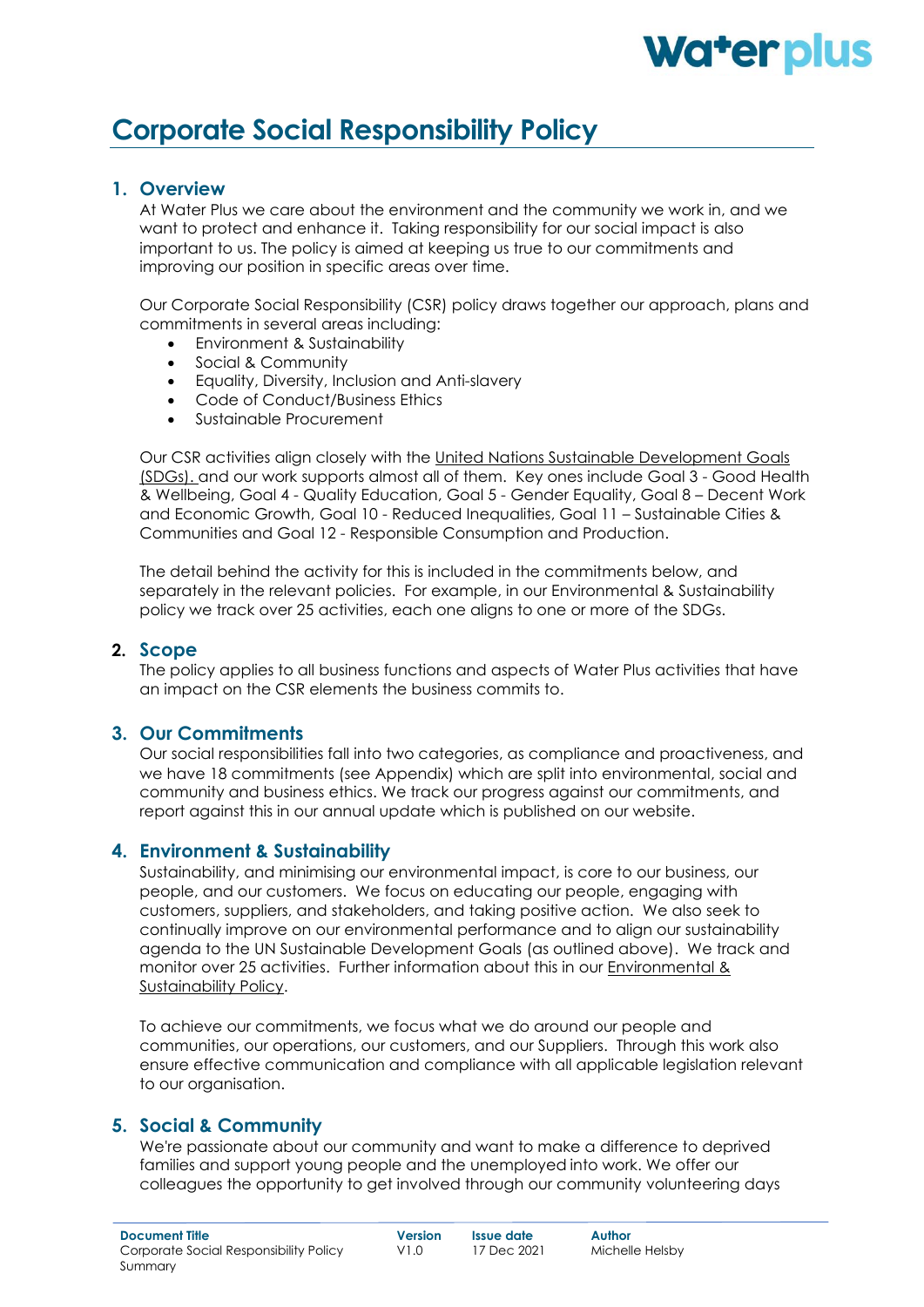# Corporate Social Responsibility Policy

## 1. Overview

At Water Plus we care about the environment and the community we work in, and we want to protect and enhance it. Taking responsibility for our social impact is also important to us. The policy is aimed at keeping us true to our commitments and improving our position in specific areas over time.

Our Corporate Social Responsibility (CSR) policy draws together our approach, plans and commitments in several areas including:

- Environment & Sustainability
- Social & Community
- Equality, Diversity, Inclusion and Anti-slavery
- Code of Conduct/Business Ethics
- Sustainable Procurement

Our CSR activities align closely with the United Nations Sustainable Development Goals (SDGs). and our work supports almost all of them. Key ones include Goal 3 - Good Health & Wellbeing, Goal 4 - Quality Education, Goal 5 - Gender Equality, Goal 8 – Decent Work and Economic Growth, Goal 10 - Reduced Inequalities, Goal 11 – Sustainable Cities & Communities and Goal 12 - Responsible Consumption and Production.

The detail behind the activity for this is included in the commitments below, and separately in the relevant policies. For example, in our Environmental & Sustainability policy we track over 25 activities, each one aligns to one or more of the SDGs.

## 2. Scope

The policy applies to all business functions and aspects of Water Plus activities that have an impact on the CSR elements the business commits to.

## 3. Our Commitments

Our social responsibilities fall into two categories, as compliance and proactiveness, and we have 18 commitments (see Appendix) which are split into environmental, social and community and business ethics. We track our progress against our commitments, and report against this in our annual update which is published on our website.

## 4. Environment & Sustainability

Sustainability, and minimising our environmental impact, is core to our business, our people, and our customers. We focus on educating our people, engaging with customers, suppliers, and stakeholders, and taking positive action. We also seek to continually improve on our environmental performance and to align our sustainability agenda to the UN Sustainable Development Goals (as outlined above). We track and monitor over 25 activities. Further information about this in our Environmental & Sustainability Policy.

To achieve our commitments, we focus what we do around our people and communities, our operations, our customers, and our Suppliers. Through this work also ensure effective communication and compliance with all applicable legislation relevant to our organisation.

## 5. Social & Community

We're passionate about our community and want to make a difference to deprived families and support young people and the unemployed into work. We offer our colleagues the opportunity to get involved through our community volunteering days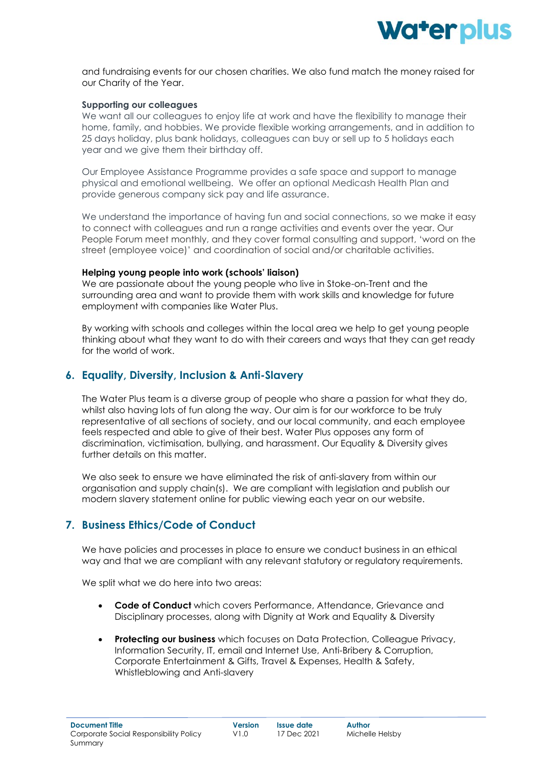and fundraising events for our chosen charities. We also fund match the money raised for our Charity of the Year.

**Supporting our colleagues**

We want all our colleagues to enjoy life at work and have the flexibility to manage their home, family, and hobbies. We provide flexible working arrangements, and in addition to 25 days holiday, plus bank holidays, colleagues can buy or sell up to 5 holidays each year and we give them their birthday off.

Our Employee Assistance Programme provides a safe space and support to manage physical and emotional wellbeing. We offer an optional Medicash Health Plan and provide generous company sick pay and life assurance.

We understand the importance of having fun and social connections, so we make it easy to connect with colleagues and run a range activities and events over the year. Our People Forum meet monthly, and they cover formal consulting and support, 'word on the street (employee voice)' and coordination of social and/or charitable activities.

**Helping young people into work (schools' liaison)**

We are passionate about the young people who live in Stoke-on-Trent and the surrounding area and want to provide them with work skills and knowledge for future employment with companies like Water Plus.

By working with schools and colleges within the local area we help to get young people thinking about what they want to do with their careers and ways that they can get ready for the world of work.

## 6. Equality, Diversity, Inclusion & Anti-Slavery

The Water Plus team is a diverse group of people who share a passion for what they do, whilst also having lots of fun along the way. Our aim is for our workforce to be truly representative of all sections of society, and our local community, and each employee feels respected and able to give of their best. Water Plus opposes any form of discrimination, victimisation, bullying, and harassment. Our Equality & Diversity gives further details on this matter.

We also seek to ensure we have eliminated the risk of anti-slavery from within our organisation and supply chain(s). We are compliant with legislation and publish our modern slavery statement online for public viewing each year on our website.

## 7. Business Ethics/Code of Conduct

We have policies and processes in place to ensure we conduct business in an ethical way and that we are compliant with any relevant statutory or regulatory requirements.

We split what we do here into two areas:

- **Code of Conduct** which covers Performance, Attendance, Grievance and Disciplinary processes, along with Dignity at Work and Equality & Diversity
- **Protecting our business** which focuses on Data Protection, Colleague Privacy, Information Security, IT, email and Internet Use, Anti-Bribery & Corruption, Corporate Entertainment & Gifts, Travel & Expenses, Health & Safety, Whistleblowing and Anti-slavery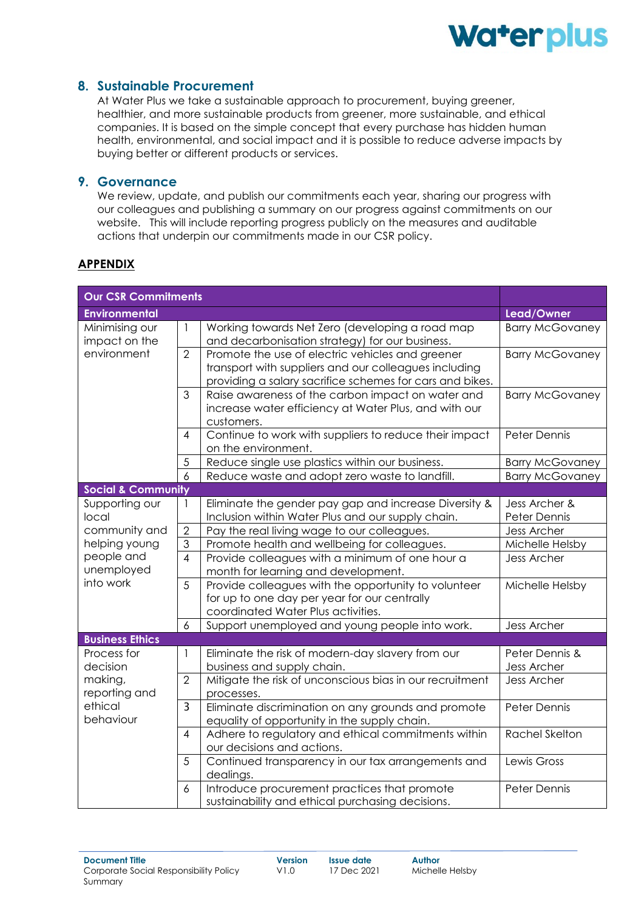## 8. Sustainable Procurement

At Water Plus we take a sustainable approach to procurement, buying greener, healthier, and more sustainable products from greener, more sustainable, and ethical companies. It is based on the simple concept that every purchase has hidden human health, environmental, and social impact and it is possible to reduce adverse impacts by buying better or different products or services.

## 9. Governance

We review, update, and publish our commitments each year, sharing our progress with our colleagues and publishing a summary on our progress against commitments on our website. This will include reporting progress publicly on the measures and auditable actions that underpin our commitments made in our CSR policy.

## APPENDIX

| **Our CSR Commitments** | | | |
|---|---|---|---|
| **Environmental** | | | **Lead/Owner** |
| Minimising our impact on the environment | 1 | Working towards Net Zero (developing a road map and decarbonisation strategy) for our business. | Barry McGovaney |
| | 2 | Promote the use of electric vehicles and greener transport with suppliers and our colleagues including providing a salary sacrifice schemes for cars and bikes. | Barry McGovaney |
| | 3 | Raise awareness of the carbon impact on water and increase water efficiency at Water Plus, and with our customers. | Barry McGovaney |
| | 4 | Continue to work with suppliers to reduce their impact on the environment. | Peter Dennis |
| | 5 | Reduce single use plastics within our business. | Barry McGovaney |
| | 6 | Reduce waste and adopt zero waste to landfill. | Barry McGovaney |
| **Social & Community** | | | |
| Supporting our local community and helping young people and unemployed into work | 1 | Eliminate the gender pay gap and increase Diversity & Inclusion within Water Plus and our supply chain. | Jess Archer & Peter Dennis |
| | 2 | Pay the real living wage to our colleagues. | Jess Archer |
| | 3 | Promote health and wellbeing for colleagues. | Michelle Helsby |
| | 4 | Provide colleagues with a minimum of one hour a month for learning and development. | Jess Archer |
| | 5 | Provide colleagues with the opportunity to volunteer for up to one day per year for our centrally coordinated Water Plus activities. | Michelle Helsby |
| | 6 | Support unemployed and young people into work. | Jess Archer |
| **Business Ethics** | | | |
| Process for decision making, reporting and ethical behaviour | 1 | Eliminate the risk of modern-day slavery from our business and supply chain. | Peter Dennis & Jess Archer |
| | 2 | Mitigate the risk of unconscious bias in our recruitment processes. | Jess Archer |
| | 3 | Eliminate discrimination on any grounds and promote equality of opportunity in the supply chain. | Peter Dennis |
| | 4 | Adhere to regulatory and ethical commitments within our decisions and actions. | Rachel Skelton |
| | 5 | Continued transparency in our tax arrangements and dealings. | Lewis Gross |
| | 6 | Introduce procurement practices that promote sustainability and ethical purchasing decisions. | Peter Dennis |